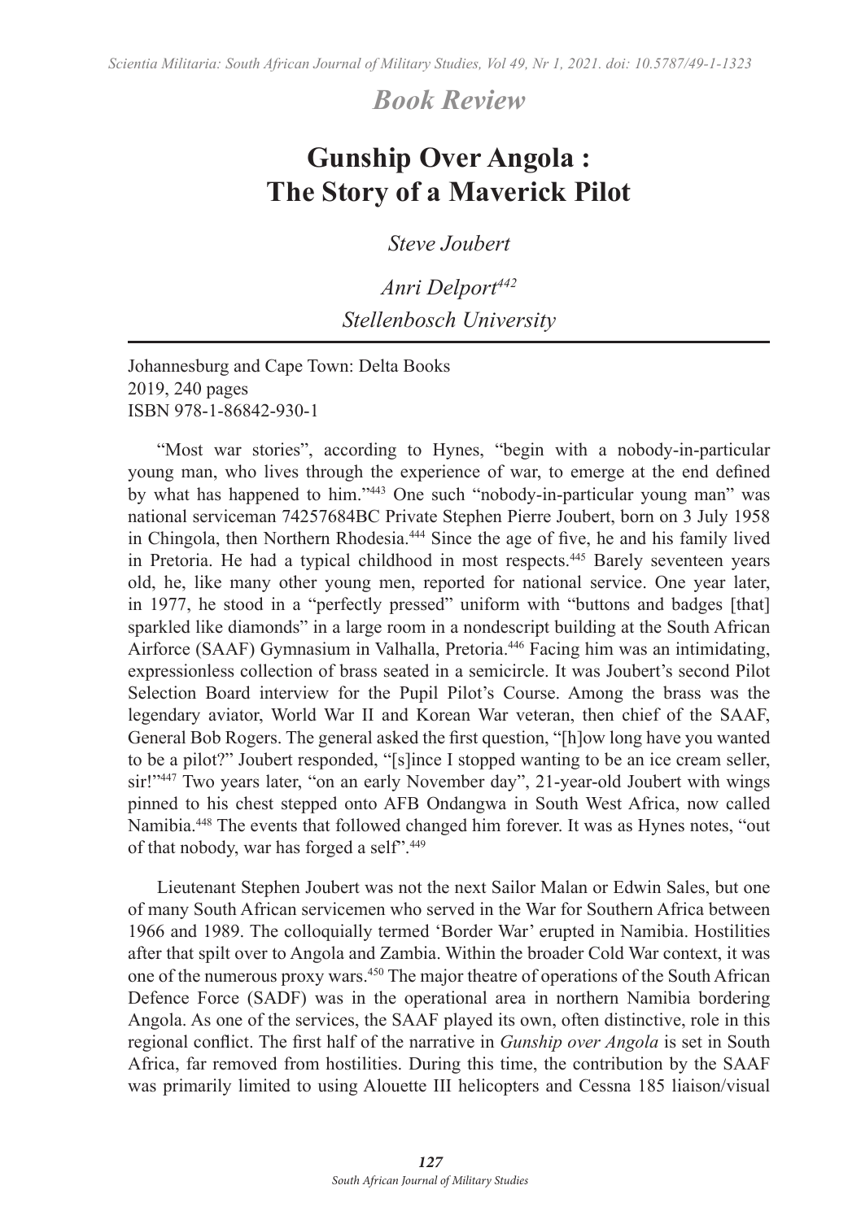*Book Review*

# Gunship Over Angola : The Story of a Maverick Pilot

*Steve Joubert*

*Anri Delport[442]*
*Stellenbosch University*

Johannesburg and Cape Town: Delta Books
2019, 240 pages
ISBN 978-1-86842-930-1

"Most war stories", according to Hynes, "begin with a nobody-in-particular young man, who lives through the experience of war, to emerge at the end defined by what has happened to him."[443] One such "nobody-in-particular young man" was national serviceman 74257684BC Private Stephen Pierre Joubert, born on 3 July 1958 in Chingola, then Northern Rhodesia.[444] Since the age of five, he and his family lived in Pretoria. He had a typical childhood in most respects.[445] Barely seventeen years old, he, like many other young men, reported for national service. One year later, in 1977, he stood in a "perfectly pressed" uniform with "buttons and badges [that] sparkled like diamonds" in a large room in a nondescript building at the South African Airforce (SAAF) Gymnasium in Valhalla, Pretoria.[446] Facing him was an intimidating, expressionless collection of brass seated in a semicircle. It was Joubert's second Pilot Selection Board interview for the Pupil Pilot's Course. Among the brass was the legendary aviator, World War II and Korean War veteran, then chief of the SAAF, General Bob Rogers. The general asked the first question, "[h]ow long have you wanted to be a pilot?" Joubert responded, "[s]ince I stopped wanting to be an ice cream seller, sir!"[447] Two years later, "on an early November day", 21-year-old Joubert with wings pinned to his chest stepped onto AFB Ondangwa in South West Africa, now called Namibia.[448] The events that followed changed him forever. It was as Hynes notes, "out of that nobody, war has forged a self".[449]

Lieutenant Stephen Joubert was not the next Sailor Malan or Edwin Sales, but one of many South African servicemen who served in the War for Southern Africa between 1966 and 1989. The colloquially termed 'Border War' erupted in Namibia. Hostilities after that spilt over to Angola and Zambia. Within the broader Cold War context, it was one of the numerous proxy wars.[450] The major theatre of operations of the South African Defence Force (SADF) was in the operational area in northern Namibia bordering Angola. As one of the services, the SAAF played its own, often distinctive, role in this regional conflict. The first half of the narrative in *Gunship over Angola* is set in South Africa, far removed from hostilities. During this time, the contribution by the SAAF was primarily limited to using Alouette III helicopters and Cessna 185 liaison/visual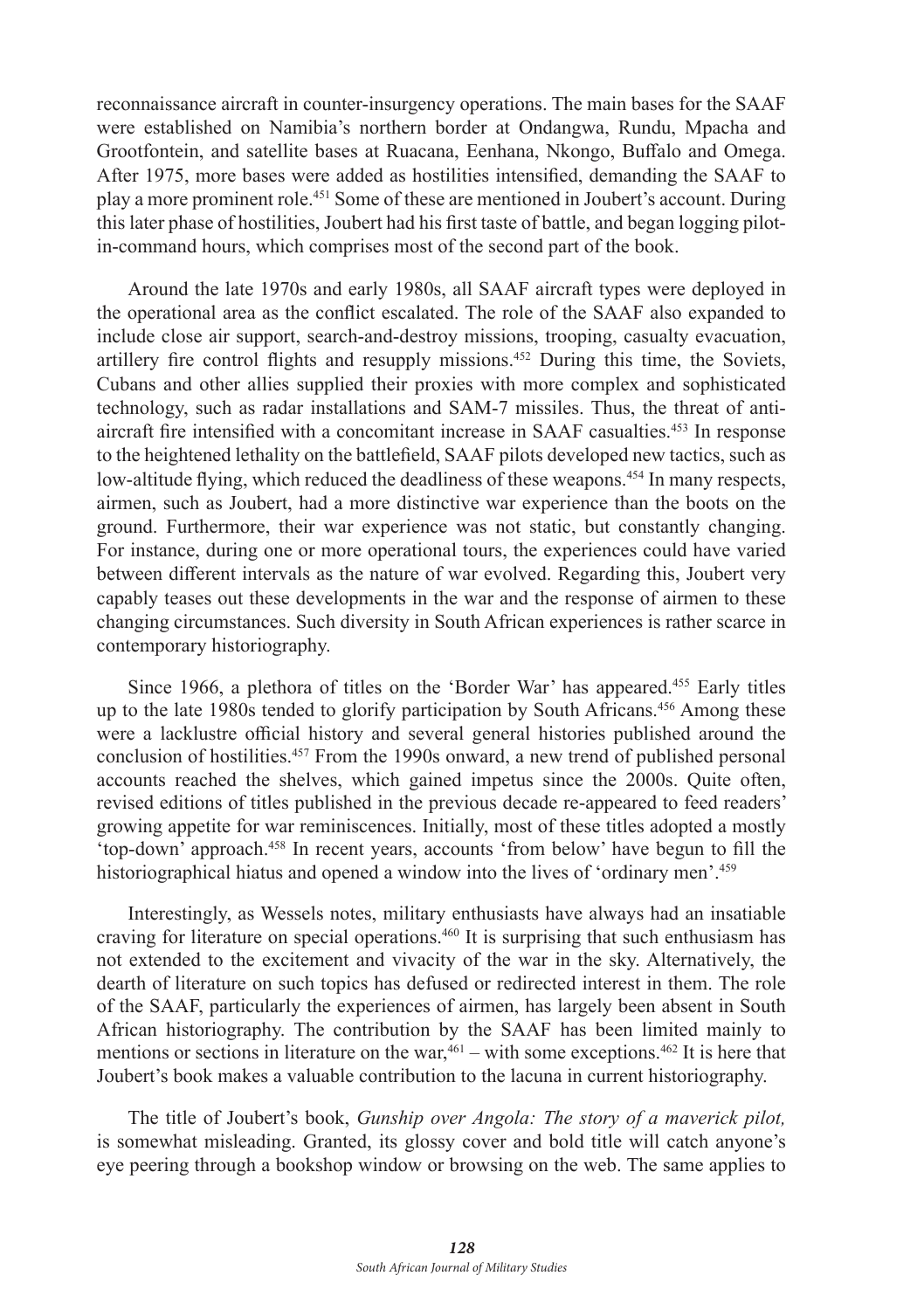reconnaissance aircraft in counter-insurgency operations. The main bases for the SAAF were established on Namibia's northern border at Ondangwa, Rundu, Mpacha and Grootfontein, and satellite bases at Ruacana, Eenhana, Nkongo, Buffalo and Omega. After 1975, more bases were added as hostilities intensified, demanding the SAAF to play a more prominent role.[451] Some of these are mentioned in Joubert's account. During this later phase of hostilities, Joubert had his first taste of battle, and began logging pilot-in-command hours, which comprises most of the second part of the book.

Around the late 1970s and early 1980s, all SAAF aircraft types were deployed in the operational area as the conflict escalated. The role of the SAAF also expanded to include close air support, search-and-destroy missions, trooping, casualty evacuation, artillery fire control flights and resupply missions.[452] During this time, the Soviets, Cubans and other allies supplied their proxies with more complex and sophisticated technology, such as radar installations and SAM-7 missiles. Thus, the threat of anti-aircraft fire intensified with a concomitant increase in SAAF casualties.[453] In response to the heightened lethality on the battlefield, SAAF pilots developed new tactics, such as low-altitude flying, which reduced the deadliness of these weapons.[454] In many respects, airmen, such as Joubert, had a more distinctive war experience than the boots on the ground. Furthermore, their war experience was not static, but constantly changing. For instance, during one or more operational tours, the experiences could have varied between different intervals as the nature of war evolved. Regarding this, Joubert very capably teases out these developments in the war and the response of airmen to these changing circumstances. Such diversity in South African experiences is rather scarce in contemporary historiography.

Since 1966, a plethora of titles on the 'Border War' has appeared.[455] Early titles up to the late 1980s tended to glorify participation by South Africans.[456] Among these were a lacklustre official history and several general histories published around the conclusion of hostilities.[457] From the 1990s onward, a new trend of published personal accounts reached the shelves, which gained impetus since the 2000s. Quite often, revised editions of titles published in the previous decade re-appeared to feed readers' growing appetite for war reminiscences. Initially, most of these titles adopted a mostly 'top-down' approach.[458] In recent years, accounts 'from below' have begun to fill the historiographical hiatus and opened a window into the lives of 'ordinary men'.[459]

Interestingly, as Wessels notes, military enthusiasts have always had an insatiable craving for literature on special operations.[460] It is surprising that such enthusiasm has not extended to the excitement and vivacity of the war in the sky. Alternatively, the dearth of literature on such topics has defused or redirected interest in them. The role of the SAAF, particularly the experiences of airmen, has largely been absent in South African historiography. The contribution by the SAAF has been limited mainly to mentions or sections in literature on the war,[461] – with some exceptions.[462] It is here that Joubert's book makes a valuable contribution to the lacuna in current historiography.

The title of Joubert's book, *Gunship over Angola: The story of a maverick pilot,* is somewhat misleading. Granted, its glossy cover and bold title will catch anyone's eye peering through a bookshop window or browsing on the web. The same applies to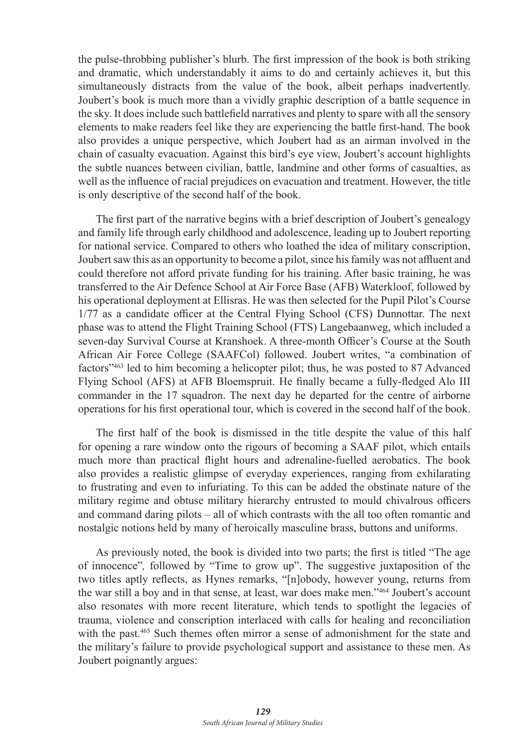the pulse-throbbing publisher's blurb. The first impression of the book is both striking and dramatic, which understandably it aims to do and certainly achieves it, but this simultaneously distracts from the value of the book, albeit perhaps inadvertently. Joubert's book is much more than a vividly graphic description of a battle sequence in the sky. It does include such battlefield narratives and plenty to spare with all the sensory elements to make readers feel like they are experiencing the battle first-hand. The book also provides a unique perspective, which Joubert had as an airman involved in the chain of casualty evacuation. Against this bird's eye view, Joubert's account highlights the subtle nuances between civilian, battle, landmine and other forms of casualties, as well as the influence of racial prejudices on evacuation and treatment. However, the title is only descriptive of the second half of the book.

The first part of the narrative begins with a brief description of Joubert's genealogy and family life through early childhood and adolescence, leading up to Joubert reporting for national service. Compared to others who loathed the idea of military conscription, Joubert saw this as an opportunity to become a pilot, since his family was not affluent and could therefore not afford private funding for his training. After basic training, he was transferred to the Air Defence School at Air Force Base (AFB) Waterkloof, followed by his operational deployment at Ellisras. He was then selected for the Pupil Pilot's Course 1/77 as a candidate officer at the Central Flying School (CFS) Dunnottar. The next phase was to attend the Flight Training School (FTS) Langebaanweg, which included a seven-day Survival Course at Kranshoek. A three-month Officer's Course at the South African Air Force College (SAAFCol) followed. Joubert writes, "a combination of factors"[463] led to him becoming a helicopter pilot; thus, he was posted to 87 Advanced Flying School (AFS) at AFB Bloemspruit. He finally became a fully-fledged Alo III commander in the 17 squadron. The next day he departed for the centre of airborne operations for his first operational tour, which is covered in the second half of the book.

The first half of the book is dismissed in the title despite the value of this half for opening a rare window onto the rigours of becoming a SAAF pilot, which entails much more than practical flight hours and adrenaline-fuelled aerobatics. The book also provides a realistic glimpse of everyday experiences, ranging from exhilarating to frustrating and even to infuriating. To this can be added the obstinate nature of the military regime and obtuse military hierarchy entrusted to mould chivalrous officers and command daring pilots – all of which contrasts with the all too often romantic and nostalgic notions held by many of heroically masculine brass, buttons and uniforms.

As previously noted, the book is divided into two parts; the first is titled "The age of innocence", followed by "Time to grow up". The suggestive juxtaposition of the two titles aptly reflects, as Hynes remarks, "[n]obody, however young, returns from the war still a boy and in that sense, at least, war does make men."[464] Joubert's account also resonates with more recent literature, which tends to spotlight the legacies of trauma, violence and conscription interlaced with calls for healing and reconciliation with the past.[465] Such themes often mirror a sense of admonishment for the state and the military's failure to provide psychological support and assistance to these men. As Joubert poignantly argues: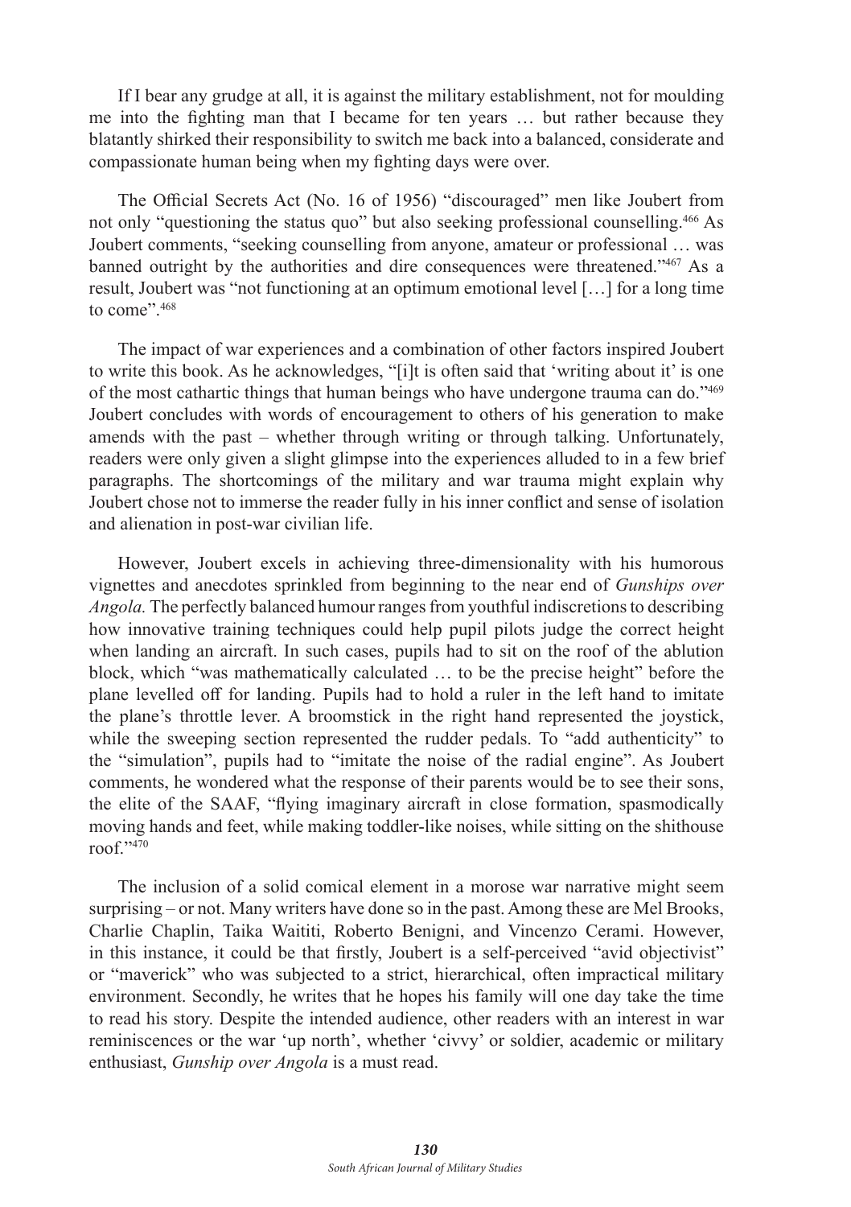If I bear any grudge at all, it is against the military establishment, not for moulding me into the fighting man that I became for ten years … but rather because they blatantly shirked their responsibility to switch me back into a balanced, considerate and compassionate human being when my fighting days were over.

The Official Secrets Act (No. 16 of 1956) "discouraged" men like Joubert from not only "questioning the status quo" but also seeking professional counselling.[466] As Joubert comments, "seeking counselling from anyone, amateur or professional … was banned outright by the authorities and dire consequences were threatened."[467] As a result, Joubert was "not functioning at an optimum emotional level […] for a long time to come".[468]

The impact of war experiences and a combination of other factors inspired Joubert to write this book. As he acknowledges, "[i]t is often said that 'writing about it' is one of the most cathartic things that human beings who have undergone trauma can do."[469] Joubert concludes with words of encouragement to others of his generation to make amends with the past – whether through writing or through talking. Unfortunately, readers were only given a slight glimpse into the experiences alluded to in a few brief paragraphs. The shortcomings of the military and war trauma might explain why Joubert chose not to immerse the reader fully in his inner conflict and sense of isolation and alienation in post-war civilian life.

However, Joubert excels in achieving three-dimensionality with his humorous vignettes and anecdotes sprinkled from beginning to the near end of *Gunships over Angola.* The perfectly balanced humour ranges from youthful indiscretions to describing how innovative training techniques could help pupil pilots judge the correct height when landing an aircraft. In such cases, pupils had to sit on the roof of the ablution block, which "was mathematically calculated … to be the precise height" before the plane levelled off for landing. Pupils had to hold a ruler in the left hand to imitate the plane's throttle lever. A broomstick in the right hand represented the joystick, while the sweeping section represented the rudder pedals. To "add authenticity" to the "simulation", pupils had to "imitate the noise of the radial engine". As Joubert comments, he wondered what the response of their parents would be to see their sons, the elite of the SAAF, "flying imaginary aircraft in close formation, spasmodically moving hands and feet, while making toddler-like noises, while sitting on the shithouse roof."[470]

The inclusion of a solid comical element in a morose war narrative might seem surprising – or not. Many writers have done so in the past. Among these are Mel Brooks, Charlie Chaplin, Taika Waititi, Roberto Benigni, and Vincenzo Cerami. However, in this instance, it could be that firstly, Joubert is a self-perceived "avid objectivist" or "maverick" who was subjected to a strict, hierarchical, often impractical military environment. Secondly, he writes that he hopes his family will one day take the time to read his story. Despite the intended audience, other readers with an interest in war reminiscences or the war 'up north', whether 'civvy' or soldier, academic or military enthusiast, *Gunship over Angola* is a must read.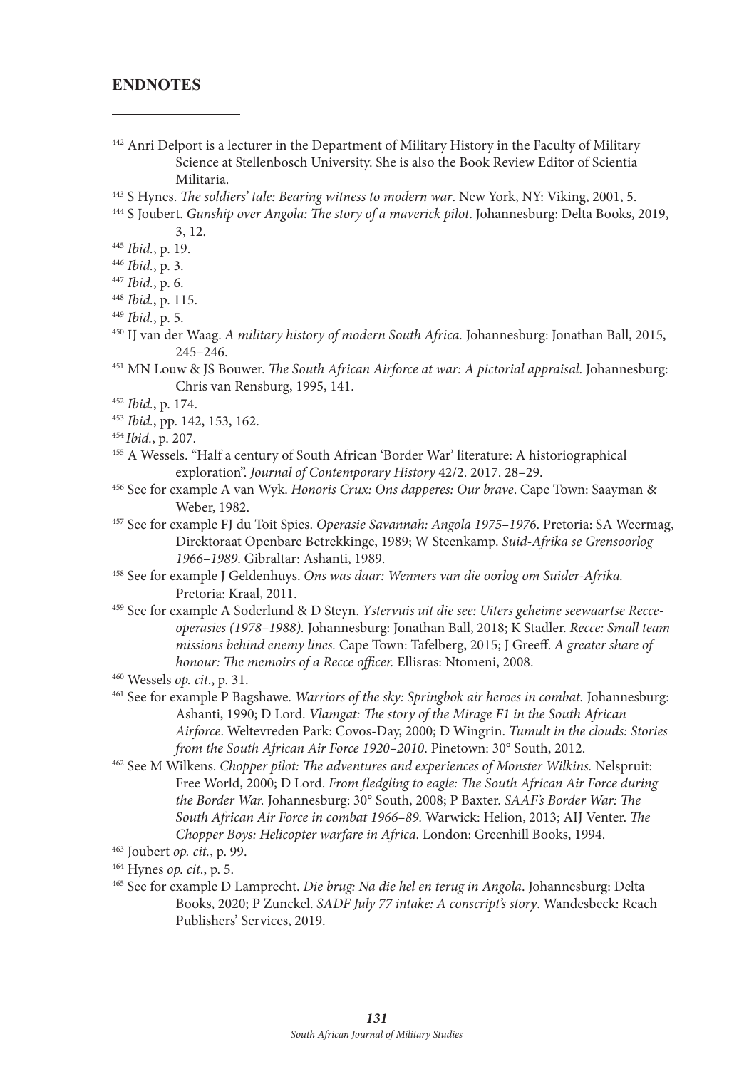## ENDNOTES

[442] Anri Delport is a lecturer in the Department of Military History in the Faculty of Military Science at Stellenbosch University. She is also the Book Review Editor of Scientia Militaria.

[443] S Hynes. *The soldiers' tale: Bearing witness to modern war*. New York, NY: Viking, 2001, 5.

[444] S Joubert. *Gunship over Angola: The story of a maverick pilot*. Johannesburg: Delta Books, 2019, 3, 12.

[445] *Ibid.*, p. 19.

[446] *Ibid.*, p. 3.

[447] *Ibid.*, p. 6.

[448] *Ibid.*, p. 115.

[449] *Ibid.*, p. 5.

[450] IJ van der Waag. *A military history of modern South Africa.* Johannesburg: Jonathan Ball, 2015, 245–246.

[451] MN Louw & JS Bouwer. *The South African Airforce at war: A pictorial appraisal*. Johannesburg: Chris van Rensburg, 1995, 141.

[452] *Ibid.*, p. 174.

[453] *Ibid.*, pp. 142, 153, 162.

[454] *Ibid.*, p. 207.

[455] A Wessels. "Half a century of South African 'Border War' literature: A historiographical exploration". *Journal of Contemporary History* 42/2. 2017. 28–29.

[456] See for example A van Wyk. *Honoris Crux: Ons dapperes: Our brave*. Cape Town: Saayman & Weber, 1982.

[457] See for example FJ du Toit Spies. *Operasie Savannah: Angola 1975–1976*. Pretoria: SA Weermag, Direktoraat Openbare Betrekkinge, 1989; W Steenkamp. *Suid-Afrika se Grensoorlog 1966–1989*. Gibraltar: Ashanti, 1989.

[458] See for example J Geldenhuys. *Ons was daar: Wenners van die oorlog om Suider-Afrika.* Pretoria: Kraal, 2011.

[459] See for example A Soderlund & D Steyn. *Ystervuis uit die see: Uiters geheime seewaartse Recce-operasies (1978–1988).* Johannesburg: Jonathan Ball, 2018; K Stadler. *Recce: Small team missions behind enemy lines.* Cape Town: Tafelberg, 2015; J Greeff. *A greater share of honour: The memoirs of a Recce officer.* Ellisras: Ntomeni, 2008.

[460] Wessels *op. cit*., p. 31.

[461] See for example P Bagshawe. *Warriors of the sky: Springbok air heroes in combat.* Johannesburg: Ashanti, 1990; D Lord. *Vlamgat: The story of the Mirage F1 in the South African Airforce*. Weltevreden Park: Covos-Day, 2000; D Wingrin. *Tumult in the clouds: Stories from the South African Air Force 1920–2010*. Pinetown: 30° South, 2012.

[462] See M Wilkens. *Chopper pilot: The adventures and experiences of Monster Wilkins.* Nelspruit: Free World, 2000; D Lord. *From fledgling to eagle: The South African Air Force during the Border War.* Johannesburg: 30° South, 2008; P Baxter. *SAAF's Border War: The South African Air Force in combat 1966–89.* Warwick: Helion, 2013; AIJ Venter. *The Chopper Boys: Helicopter warfare in Africa*. London: Greenhill Books, 1994.

[463] Joubert *op. cit.*, p. 99.

[464] Hynes *op. cit*., p. 5.

[465] See for example D Lamprecht. *Die brug: Na die hel en terug in Angola*. Johannesburg: Delta Books, 2020; P Zunckel. *SADF July 77 intake: A conscript's story*. Wandesbeck: Reach Publishers' Services, 2019.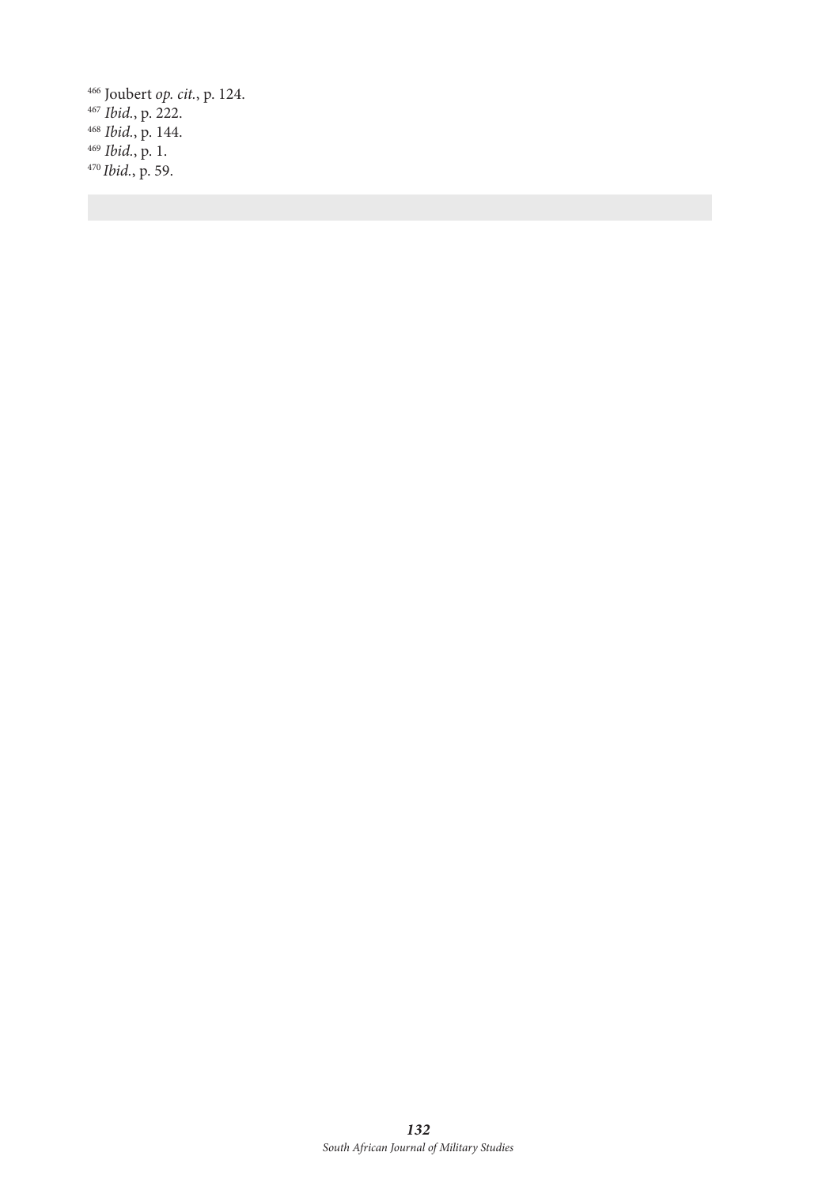[466] Joubert *op. cit.*, p. 124.
[467] *Ibid.*, p. 222.
[468] *Ibid.*, p. 144.
[469] *Ibid.*, p. 1.
[470] *Ibid.*, p. 59.